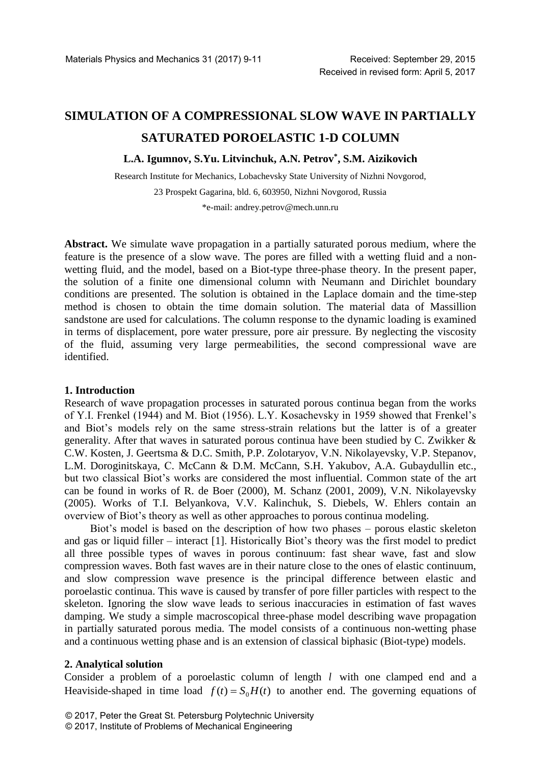# SIMULATION OF A COMPRESSIONAL SLOW WAVE IN PARTIALLY SATURATED POROELASTIC 1-D COLUMN

**L.A. Igumnov, S.Yu. Litvinchuk, A.N. Petrov*, S.M. Aizikovich**

Research Institute for Mechanics, Lobachevsky State University of Nizhni Novgorod,

23 Prospekt Gagarina, bld. 6, 603950, Nizhni Novgorod, Russia

*e-mail: andrey.petrov@mech.unn.ru

**Abstract.** We simulate wave propagation in a partially saturated porous medium, where the feature is the presence of a slow wave. The pores are filled with a wetting fluid and a non-wetting fluid, and the model, based on a Biot-type three-phase theory. In the present paper, the solution of a finite one dimensional column with Neumann and Dirichlet boundary conditions are presented. The solution is obtained in the Laplace domain and the time-step method is chosen to obtain the time domain solution. The material data of Massillion sandstone are used for calculations. The column response to the dynamic loading is examined in terms of displacement, pore water pressure, pore air pressure. By neglecting the viscosity of the fluid, assuming very large permeabilities, the second compressional wave are identified.

## 1. Introduction

Research of wave propagation processes in saturated porous continua began from the works of Y.I. Frenkel (1944) and M. Biot (1956). L.Y. Kosachevsky in 1959 showed that Frenkel's and Biot's models rely on the same stress-strain relations but the latter is of a greater generality. After that waves in saturated porous continua have been studied by C. Zwikker & C.W. Kosten, J. Geertsma & D.C. Smith, P.P. Zolotaryov, V.N. Nikolayevsky, V.P. Stepanov, L.M. Doroginitskaya, C. McCann & D.M. McCann, S.H. Yakubov, A.A. Gubaydullin etc., but two classical Biot's works are considered the most influential. Common state of the art can be found in works of R. de Boer (2000), M. Schanz (2001, 2009), V.N. Nikolayevsky (2005). Works of T.I. Belyankova, V.V. Kalinchuk, S. Diebels, W. Ehlers contain an overview of Biot's theory as well as other approaches to porous continua modeling.

Biot's model is based on the description of how two phases – porous elastic skeleton and gas or liquid filler – interact [1]. Historically Biot's theory was the first model to predict all three possible types of waves in porous continuum: fast shear wave, fast and slow compression waves. Both fast waves are in their nature close to the ones of elastic continuum, and slow compression wave presence is the principal difference between elastic and poroelastic continua. This wave is caused by transfer of pore filler particles with respect to the skeleton. Ignoring the slow wave leads to serious inaccuracies in estimation of fast waves damping. We study a simple macroscopical three-phase model describing wave propagation in partially saturated porous media. The model consists of a continuous non-wetting phase and a continuous wetting phase and is an extension of classical biphasic (Biot-type) models.

## 2. Analytical solution

Consider a problem of a poroelastic column of length $l$ with one clamped end and a Heaviside-shaped in time load $f(t) = S_0 H(t)$ to another end. The governing equations of

© 2017, Peter the Great St. Petersburg Polytechnic University
© 2017, Institute of Problems of Mechanical Engineering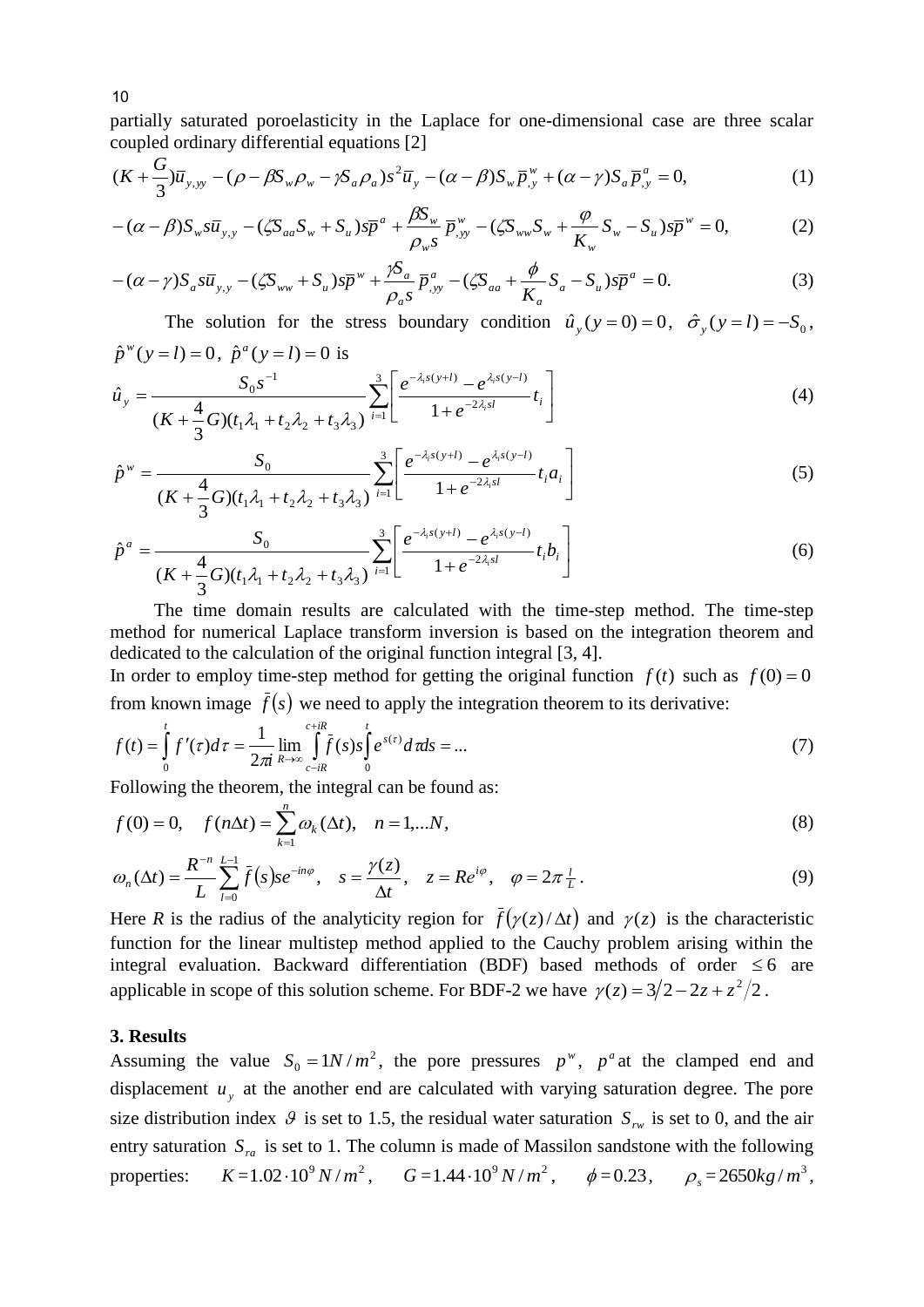partially saturated poroelasticity in the Laplace for one-dimensional case are three scalar coupled ordinary differential equations [2]

$$(K+\frac{G}{3})\bar{u}_{y,yy}-(\rho-\beta S_w\rho_w-\gamma S_a\rho_a)s^2\bar{u}_y-(\alpha-\beta)S_w\bar{p}^w_{,y}+(\alpha-\gamma)S_a\bar{p}^a_{,y}=0, \tag{1}$$

$$-(\alpha-\beta)S_w s\bar{u}_{y,y}-(\zeta S_{aa}S_w+S_u)s\bar{p}^a+\frac{\beta S_w}{\rho_w s}\bar{p}^w_{,yy}-(\zeta S_{ww}S_w+\frac{\varphi}{K_w}S_w-S_u)s\bar{p}^w=0, \tag{2}$$

$$-(\alpha-\gamma)S_a s\bar{u}_{y,y}-(\zeta S_{ww}+S_u)s\bar{p}^w+\frac{\gamma S_a}{\rho_a s}\bar{p}^a_{,yy}-(\zeta S_{aa}+\frac{\phi}{K_a}S_a-S_u)s\bar{p}^a=0. \tag{3}$$

The solution for the stress boundary condition $\hat{u}_y(y=0)=0$, $\hat{\sigma}_y(y=l)=-S_0$, $\hat{p}^w(y=l)=0$, $\hat{p}^a(y=l)=0$ is

$$\hat{u}_y=\frac{S_0 s^{-1}}{(K+\frac{4}{3}G)(t_1\lambda_1+t_2\lambda_2+t_3\lambda_3)}\sum_{i=1}^{3}\left[\frac{e^{-\lambda_i s(y+l)}-e^{\lambda_i s(y-l)}}{1+e^{-2\lambda_i sl}}t_i\right] \tag{4}$$

$$\hat{p}^w=\frac{S_0}{(K+\frac{4}{3}G)(t_1\lambda_1+t_2\lambda_2+t_3\lambda_3)}\sum_{i=1}^{3}\left[\frac{e^{-\lambda_i s(y+l)}-e^{\lambda_i s(y-l)}}{1+e^{-2\lambda_i sl}}t_i a_i\right] \tag{5}$$

$$\hat{p}^a=\frac{S_0}{(K+\frac{4}{3}G)(t_1\lambda_1+t_2\lambda_2+t_3\lambda_3)}\sum_{i=1}^{3}\left[\frac{e^{-\lambda_i s(y+l)}-e^{\lambda_i s(y-l)}}{1+e^{-2\lambda_i sl}}t_i b_i\right] \tag{6}$$

The time domain results are calculated with the time-step method. The time-step method for numerical Laplace transform inversion is based on the integration theorem and dedicated to the calculation of the original function integral [3, 4].

In order to employ time-step method for getting the original function $f(t)$ such as $f(0)=0$ from known image $\bar{f}(s)$ we need to apply the integration theorem to its derivative:

$$f(t)=\int_0^t f'(\tau)d\tau=\frac{1}{2\pi i}\lim_{R\to\infty}\int_{c-iR}^{c+iR}\bar{f}(s)s\int_0^t e^{s(\tau)}d\tau ds=... \tag{7}$$

Following the theorem, the integral can be found as:

$$f(0)=0,\quad f(n\Delta t)=\sum_{k=1}^{n}\omega_k(\Delta t),\quad n=1,...N, \tag{8}$$

$$\omega_n(\Delta t)=\frac{R^{-n}}{L}\sum_{l=0}^{L-1}\bar{f}(s)se^{-in\varphi},\quad s=\frac{\gamma(z)}{\Delta t},\quad z=Re^{i\varphi},\quad \varphi=2\pi\tfrac{l}{L}. \tag{9}$$

Here $R$ is the radius of the analyticity region for $\bar{f}(\gamma(z)/\Delta t)$ and $\gamma(z)$ is the characteristic function for the linear multistep method applied to the Cauchy problem arising within the integral evaluation. Backward differentiation (BDF) based methods of order $\le 6$ are applicable in scope of this solution scheme. For BDF-2 we have $\gamma(z)=3/2-2z+z^2/2$.

### 3. Results

Assuming the value $S_0=1N/m^2$, the pore pressures $p^w$, $p^a$ at the clamped end and displacement $u_y$ at the another end are calculated with varying saturation degree. The pore size distribution index $\vartheta$ is set to 1.5, the residual water saturation $S_{rw}$ is set to 0, and the air entry saturation $S_{ra}$ is set to 1. The column is made of Massilon sandstone with the following properties: $K=1.02\cdot10^9\,N/m^2$, $G=1.44\cdot10^9\,N/m^2$, $\phi=0.23$, $\rho_s=2650kg/m^3$,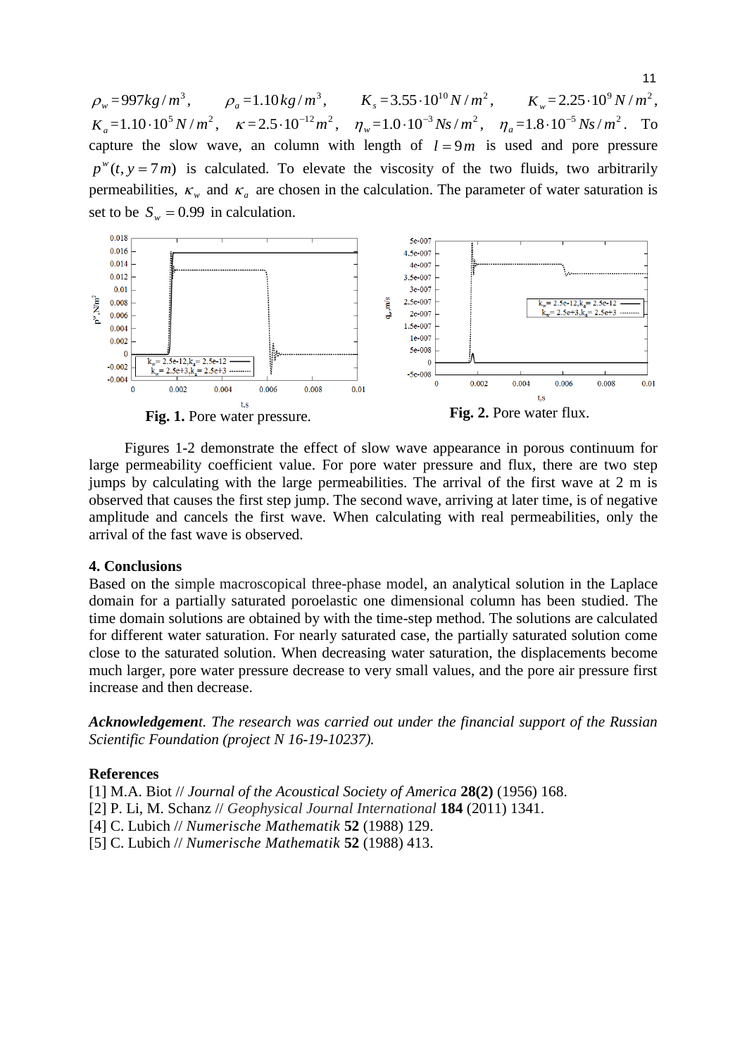$\rho_w = 997 kg/m^3$, $\rho_a = 1.10 kg/m^3$, $K_s = 3.55 \cdot 10^{10} N/m^2$, $K_w = 2.25 \cdot 10^9 N/m^2$, $K_a = 1.10 \cdot 10^5 N/m^2$, $\kappa = 2.5 \cdot 10^{-12} m^2$, $\eta_w = 1.0 \cdot 10^{-3} Ns/m^2$, $\eta_a = 1.8 \cdot 10^{-5} Ns/m^2$. To capture the slow wave, an column with length of $l = 9m$ is used and pore pressure $p^w(t, y = 7m)$ is calculated. To elevate the viscosity of the two fluids, two arbitrarily permeabilities, $\kappa_w$ and $\kappa_a$ are chosen in the calculation. The parameter of water saturation is set to be $S_w = 0.99$ in calculation.

p$^w$,N/m$^2$
0.018
0.016
0.014
0.012
0.01
0.008
0.006
0.004
0.002
0
-0.002
-0.004
0 0.002 0.004 0.006 0.008 0.01
t,s
k$_w$= 2.5e-12,k$_a$= 2.5e-12
k$_w$= 2.5e+3,k$_a$= 2.5e+3

**Fig. 1.** Pore water pressure.

q$_w$,m/s
5e-007
4.5e-007
4e-007
3.5e-007
3e-007
2.5e-007
2e-007
1.5e-007
1e-007
5e-008
0
-5e-008
0 0.002 0.004 0.006 0.008 0.01
t,s
k$_w$= 2.5e-12,k$_a$= 2.5e-12
k$_w$= 2.5e+3,k$_a$= 2.5e+3

**Fig. 2.** Pore water flux.

Figures 1-2 demonstrate the effect of slow wave appearance in porous continuum for large permeability coefficient value. For pore water pressure and flux, there are two step jumps by calculating with the large permeabilities. The arrival of the first wave at 2 m is observed that causes the first step jump. The second wave, arriving at later time, is of negative amplitude and cancels the first wave. When calculating with real permeabilities, only the arrival of the fast wave is observed.

## 4. Conclusions

Based on the simple macroscopical three-phase model, an analytical solution in the Laplace domain for a partially saturated poroelastic one dimensional column has been studied. The time domain solutions are obtained by with the time-step method. The solutions are calculated for different water saturation. For nearly saturated case, the partially saturated solution come close to the saturated solution. When decreasing water saturation, the displacements become much larger, pore water pressure decrease to very small values, and the pore air pressure first increase and then decrease.

***Acknowledgement****. The research was carried out under the financial support of the Russian Scientific Foundation (project N 16-19-10237).*

## References

[1] M.A. Biot // *Journal of the Acoustical Society of America* **28(2)** (1956) 168.
[2] P. Li, M. Schanz // *Geophysical Journal International* **184** (2011) 1341.
[4] C. Lubich // *Numerische Mathematik* **52** (1988) 129.
[5] C. Lubich // *Numerische Mathematik* **52** (1988) 413.